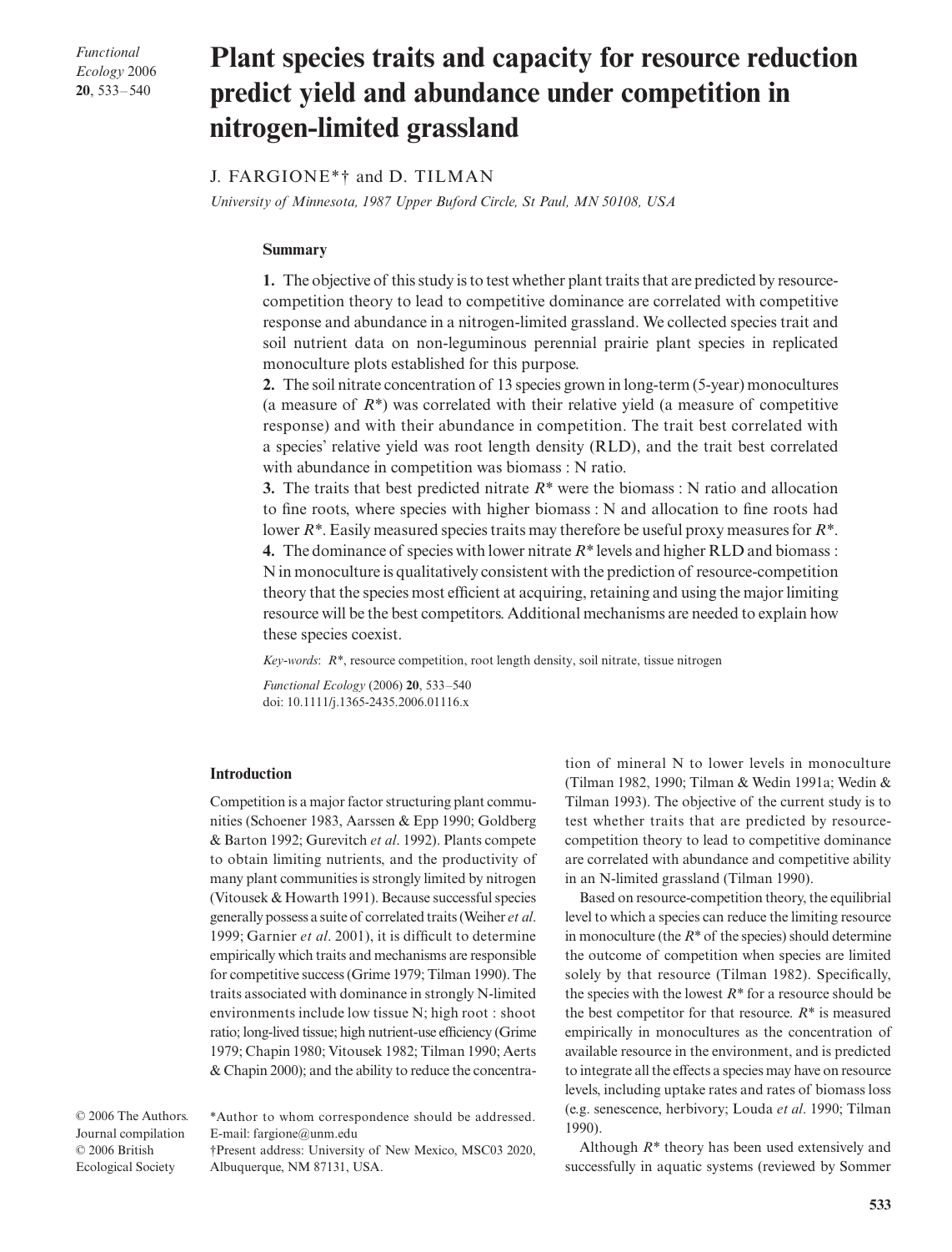# Plant species traits and capacity for resource reduction predict yield and abundance under competition in nitrogen-limited grassland

J. FARGIONE*† and D. TILMAN

*University of Minnesota, 1987 Upper Buford Circle, St Paul, MN 50108, USA*

## Summary

**1.** The objective of this study is to test whether plant traits that are predicted by resource-competition theory to lead to competitive dominance are correlated with competitive response and abundance in a nitrogen-limited grassland. We collected species trait and soil nutrient data on non-leguminous perennial prairie plant species in replicated monoculture plots established for this purpose.

**2.** The soil nitrate concentration of 13 species grown in long-term (5-year) monocultures (a measure of $R^*$) was correlated with their relative yield (a measure of competitive response) and with their abundance in competition. The trait best correlated with a species' relative yield was root length density (RLD), and the trait best correlated with abundance in competition was biomass : N ratio.

**3.** The traits that best predicted nitrate $R^*$ were the biomass : N ratio and allocation to fine roots, where species with higher biomass : N and allocation to fine roots had lower $R^*$. Easily measured species traits may therefore be useful proxy measures for $R^*$.

**4.** The dominance of species with lower nitrate $R^*$ levels and higher RLD and biomass : N in monoculture is qualitatively consistent with the prediction of resource-competition theory that the species most efficient at acquiring, retaining and using the major limiting resource will be the best competitors. Additional mechanisms are needed to explain how these species coexist.

*Key-words*: $R^*$, resource competition, root length density, soil nitrate, tissue nitrogen

*Functional Ecology* (2006) **20**, 533–540
doi: 10.1111/j.1365-2435.2006.01116.x

## Introduction

Competition is a major factor structuring plant communities (Schoener 1983, Aarssen & Epp 1990; Goldberg & Barton 1992; Gurevitch *et al*. 1992). Plants compete to obtain limiting nutrients, and the productivity of many plant communities is strongly limited by nitrogen (Vitousek & Howarth 1991). Because successful species generally possess a suite of correlated traits (Weiher *et al*. 1999; Garnier *et al*. 2001), it is difficult to determine empirically which traits and mechanisms are responsible for competitive success (Grime 1979; Tilman 1990). The traits associated with dominance in strongly N-limited environments include low tissue N; high root : shoot ratio; long-lived tissue; high nutrient-use efficiency (Grime 1979; Chapin 1980; Vitousek 1982; Tilman 1990; Aerts & Chapin 2000); and the ability to reduce the concentration of mineral N to lower levels in monoculture (Tilman 1982, 1990; Tilman & Wedin 1991a; Wedin & Tilman 1993). The objective of the current study is to test whether traits that are predicted by resource-competition theory to lead to competitive dominance are correlated with abundance and competitive ability in an N-limited grassland (Tilman 1990).

Based on resource-competition theory, the equilibrial level to which a species can reduce the limiting resource in monoculture (the $R^*$ of the species) should determine the outcome of competition when species are limited solely by that resource (Tilman 1982). Specifically, the species with the lowest $R^*$ for a resource should be the best competitor for that resource. $R^*$ is measured empirically in monocultures as the concentration of available resource in the environment, and is predicted to integrate all the effects a species may have on resource levels, including uptake rates and rates of biomass loss (e.g. senescence, herbivory; Louda *et al*. 1990; Tilman 1990).

Although $R^*$ theory has been used extensively and successfully in aquatic systems (reviewed by Sommer

*Author to whom correspondence should be addressed. E-mail: fargione@unm.edu

†Present address: University of New Mexico, MSC03 2020, Albuquerque, NM 87131, USA.

© 2006 The Authors. Journal compilation © 2006 British Ecological Society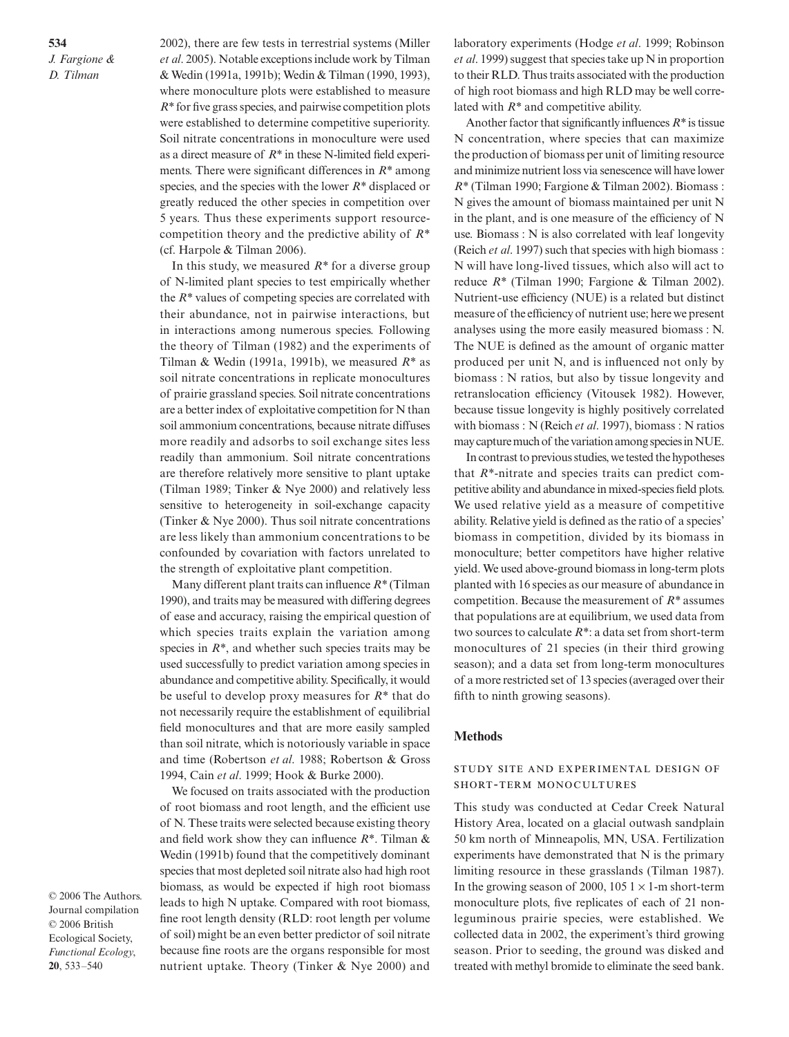2002), there are few tests in terrestrial systems (Miller *et al*. 2005). Notable exceptions include work by Tilman & Wedin (1991a, 1991b); Wedin & Tilman (1990, 1993), where monoculture plots were established to measure $R^*$ for five grass species, and pairwise competition plots were established to determine competitive superiority. Soil nitrate concentrations in monoculture were used as a direct measure of $R^*$ in these N-limited field experiments. There were significant differences in $R^*$ among species, and the species with the lower $R^*$ displaced or greatly reduced the other species in competition over 5 years. Thus these experiments support resource-competition theory and the predictive ability of $R^*$ (cf. Harpole & Tilman 2006).

In this study, we measured $R^*$ for a diverse group of N-limited plant species to test empirically whether the $R^*$ values of competing species are correlated with their abundance, not in pairwise interactions, but in interactions among numerous species. Following the theory of Tilman (1982) and the experiments of Tilman & Wedin (1991a, 1991b), we measured $R^*$ as soil nitrate concentrations in replicate monocultures of prairie grassland species. Soil nitrate concentrations are a better index of exploitative competition for N than soil ammonium concentrations, because nitrate diffuses more readily and adsorbs to soil exchange sites less readily than ammonium. Soil nitrate concentrations are therefore relatively more sensitive to plant uptake (Tilman 1989; Tinker & Nye 2000) and relatively less sensitive to heterogeneity in soil-exchange capacity (Tinker & Nye 2000). Thus soil nitrate concentrations are less likely than ammonium concentrations to be confounded by covariation with factors unrelated to the strength of exploitative plant competition.

Many different plant traits can influence $R^*$ (Tilman 1990), and traits may be measured with differing degrees of ease and accuracy, raising the empirical question of which species traits explain the variation among species in $R^*$, and whether such species traits may be used successfully to predict variation among species in abundance and competitive ability. Specifically, it would be useful to develop proxy measures for $R^*$ that do not necessarily require the establishment of equilibrial field monocultures and that are more easily sampled than soil nitrate, which is notoriously variable in space and time (Robertson *et al*. 1988; Robertson & Gross 1994, Cain *et al*. 1999; Hook & Burke 2000).

We focused on traits associated with the production of root biomass and root length, and the efficient use of N. These traits were selected because existing theory and field work show they can influence $R^*$. Tilman & Wedin (1991b) found that the competitively dominant species that most depleted soil nitrate also had high root biomass, as would be expected if high root biomass leads to high N uptake. Compared with root biomass, fine root length density (RLD: root length per volume of soil) might be an even better predictor of soil nitrate because fine roots are the organs responsible for most nutrient uptake. Theory (Tinker & Nye 2000) and laboratory experiments (Hodge *et al*. 1999; Robinson *et al*. 1999) suggest that species take up N in proportion to their RLD. Thus traits associated with the production of high root biomass and high RLD may be well correlated with $R^*$ and competitive ability.

Another factor that significantly influences $R^*$ is tissue N concentration, where species that can maximize the production of biomass per unit of limiting resource and minimize nutrient loss via senescence will have lower $R^*$ (Tilman 1990; Fargione & Tilman 2002). Biomass : N gives the amount of biomass maintained per unit N in the plant, and is one measure of the efficiency of N use. Biomass : N is also correlated with leaf longevity (Reich *et al*. 1997) such that species with high biomass : N will have long-lived tissues, which also will act to reduce $R^*$ (Tilman 1990; Fargione & Tilman 2002). Nutrient-use efficiency (NUE) is a related but distinct measure of the efficiency of nutrient use; here we present analyses using the more easily measured biomass : N. The NUE is defined as the amount of organic matter produced per unit N, and is influenced not only by biomass : N ratios, but also by tissue longevity and retranslocation efficiency (Vitousek 1982). However, because tissue longevity is highly positively correlated with biomass : N (Reich *et al*. 1997), biomass : N ratios may capture much of the variation among species in NUE.

In contrast to previous studies, we tested the hypotheses that $R^*$-nitrate and species traits can predict competitive ability and abundance in mixed-species field plots. We used relative yield as a measure of competitive ability. Relative yield is defined as the ratio of a species' biomass in competition, divided by its biomass in monoculture; better competitors have higher relative yield. We used above-ground biomass in long-term plots planted with 16 species as our measure of abundance in competition. Because the measurement of $R^*$ assumes that populations are at equilibrium, we used data from two sources to calculate $R^*$: a data set from short-term monocultures of 21 species (in their third growing season); and a data set from long-term monocultures of a more restricted set of 13 species (averaged over their fifth to ninth growing seasons).

## Methods

### Study site and experimental design of short-term monocultures

This study was conducted at Cedar Creek Natural History Area, located on a glacial outwash sandplain 50 km north of Minneapolis, MN, USA. Fertilization experiments have demonstrated that N is the primary limiting resource in these grasslands (Tilman 1987). In the growing season of 2000, 105 $1 \times 1$-m short-term monoculture plots, five replicates of each of 21 non-leguminous prairie species, were established. We collected data in 2002, the experiment's third growing season. Prior to seeding, the ground was disked and treated with methyl bromide to eliminate the seed bank.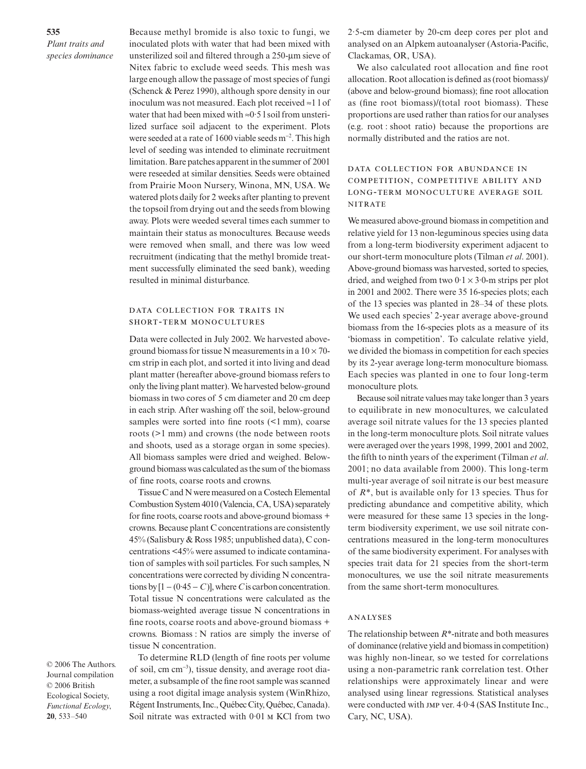Because methyl bromide is also toxic to fungi, we inoculated plots with water that had been mixed with unsterilized soil and filtered through a 250-μm sieve of Nitex fabric to exclude weed seeds. This mesh was large enough allow the passage of most species of fungi (Schenck & Perez 1990), although spore density in our inoculum was not measured. Each plot received ≈1 l of water that had been mixed with ≈0·5 l soil from unsterilized surface soil adjacent to the experiment. Plots were seeded at a rate of 1600 viable seeds $m^{-2}$. This high level of seeding was intended to eliminate recruitment limitation. Bare patches apparent in the summer of 2001 were reseeded at similar densities. Seeds were obtained from Prairie Moon Nursery, Winona, MN, USA. We watered plots daily for 2 weeks after planting to prevent the topsoil from drying out and the seeds from blowing away. Plots were weeded several times each summer to maintain their status as monocultures. Because weeds were removed when small, and there was low weed recruitment (indicating that the methyl bromide treatment successfully eliminated the seed bank), weeding resulted in minimal disturbance.

### DATA COLLECTION FOR TRAITS IN SHORT-TERM MONOCULTURES

Data were collected in July 2002. We harvested above-ground biomass for tissue N measurements in a 10 × 70-cm strip in each plot, and sorted it into living and dead plant matter (hereafter above-ground biomass refers to only the living plant matter). We harvested below-ground biomass in two cores of 5 cm diameter and 20 cm deep in each strip. After washing off the soil, below-ground samples were sorted into fine roots (<1 mm), coarse roots (>1 mm) and crowns (the node between roots and shoots, used as a storage organ in some species). All biomass samples were dried and weighed. Below-ground biomass was calculated as the sum of the biomass of fine roots, coarse roots and crowns.

Tissue C and N were measured on a Costech Elemental Combustion System 4010 (Valencia, CA, USA) separately for fine roots, coarse roots and above-ground biomass + crowns. Because plant C concentrations are consistently 45% (Salisbury & Ross 1985; unpublished data), C concentrations <45% were assumed to indicate contamination of samples with soil particles. For such samples, N concentrations were corrected by dividing N concentrations by $[1 - (0{\cdot}45 - C)]$, where $C$ is carbon concentration. Total tissue N concentrations were calculated as the biomass-weighted average tissue N concentrations in fine roots, coarse roots and above-ground biomass + crowns. Biomass : N ratios are simply the inverse of tissue N concentration.

To determine RLD (length of fine roots per volume of soil, cm $cm^{-3}$), tissue density, and average root diameter, a subsample of the fine root sample was scanned using a root digital image analysis system (WinRhizo, Régent Instruments, Inc., Québec City, Québec, Canada). Soil nitrate was extracted with 0·01 M KCl from two 2·5-cm diameter by 20-cm deep cores per plot and analysed on an Alpkem autoanalyser (Astoria-Pacific, Clackamas, OR, USA).

We also calculated root allocation and fine root allocation. Root allocation is defined as (root biomass)/(above and below-ground biomass); fine root allocation as (fine root biomass)/(total root biomass). These proportions are used rather than ratios for our analyses (e.g. root : shoot ratio) because the proportions are normally distributed and the ratios are not.

### DATA COLLECTION FOR ABUNDANCE IN COMPETITION, COMPETITIVE ABILITY AND LONG-TERM MONOCULTURE AVERAGE SOIL NITRATE

We measured above-ground biomass in competition and relative yield for 13 non-leguminous species using data from a long-term biodiversity experiment adjacent to our short-term monoculture plots (Tilman *et al*. 2001). Above-ground biomass was harvested, sorted to species, dried, and weighed from two 0·1 × 3·0-m strips per plot in 2001 and 2002. There were 35 16-species plots; each of the 13 species was planted in 28–34 of these plots. We used each species' 2-year average above-ground biomass from the 16-species plots as a measure of its 'biomass in competition'. To calculate relative yield, we divided the biomass in competition for each species by its 2-year average long-term monoculture biomass. Each species was planted in one to four long-term monoculture plots.

Because soil nitrate values may take longer than 3 years to equilibrate in new monocultures, we calculated average soil nitrate values for the 13 species planted in the long-term monoculture plots. Soil nitrate values were averaged over the years 1998, 1999, 2001 and 2002, the fifth to ninth years of the experiment (Tilman *et al*. 2001; no data available from 2000). This long-term multi-year average of soil nitrate is our best measure of $R^*$, but is available only for 13 species. Thus for predicting abundance and competitive ability, which were measured for these same 13 species in the long-term biodiversity experiment, we use soil nitrate concentrations measured in the long-term monocultures of the same biodiversity experiment. For analyses with species trait data for 21 species from the short-term monocultures, we use the soil nitrate measurements from the same short-term monocultures.

### ANALYSES

The relationship between $R^*$-nitrate and both measures of dominance (relative yield and biomass in competition) was highly non-linear, so we tested for correlations using a non-parametric rank correlation test. Other relationships were approximately linear and were analysed using linear regressions. Statistical analyses were conducted with JMP ver. 4·0·4 (SAS Institute Inc., Cary, NC, USA).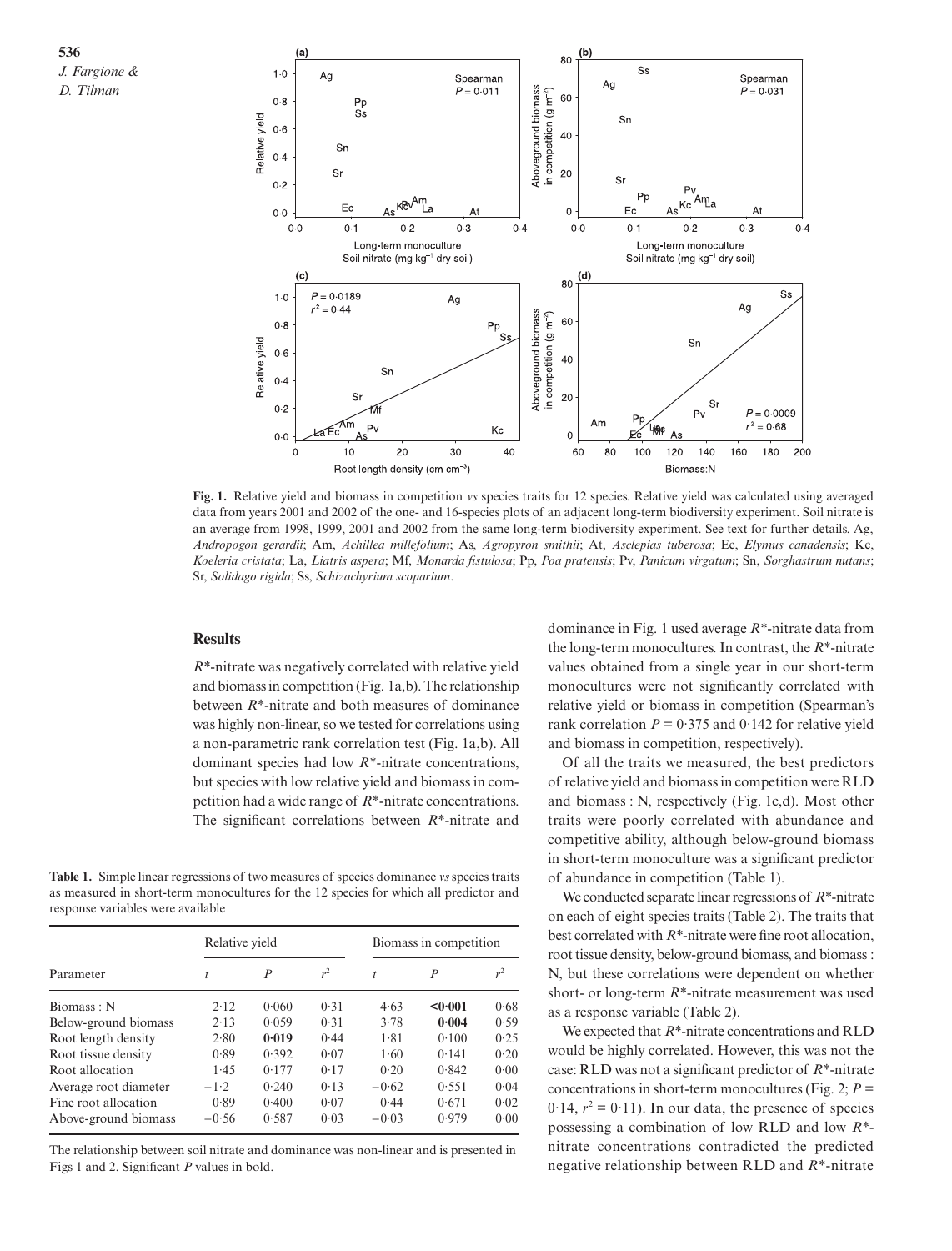**Fig. 1.** Relative yield and biomass in competition *vs* species traits for 12 species. Relative yield was calculated using averaged data from years 2001 and 2002 of the one- and 16-species plots of an adjacent long-term biodiversity experiment. Soil nitrate is an average from 1998, 1999, 2001 and 2002 from the same long-term biodiversity experiment. See text for further details. Ag, *Andropogon gerardii*; Am, *Achillea millefolium*; As, *Agropyron smithii*; At, *Asclepias tuberosa*; Ec, *Elymus canadensis*; Kc, *Koeleria cristata*; La, *Liatris aspera*; Mf, *Monarda fistulosa*; Pp, *Poa pratensis*; Pv, *Panicum virgatum*; Sn, *Sorghastrum nutans*; Sr, *Solidago rigida*; Ss, *Schizachyrium scoparium*.

## Results

$R^*$-nitrate was negatively correlated with relative yield and biomass in competition (Fig. 1a,b). The relationship between $R^*$-nitrate and both measures of dominance was highly non-linear, so we tested for correlations using a non-parametric rank correlation test (Fig. 1a,b). All dominant species had low $R^*$-nitrate concentrations, but species with low relative yield and biomass in competition had a wide range of $R^*$-nitrate concentrations. The significant correlations between $R^*$-nitrate and dominance in Fig. 1 used average $R^*$-nitrate data from the long-term monocultures. In contrast, the $R^*$-nitrate values obtained from a single year in our short-term monocultures were not significantly correlated with relative yield or biomass in competition (Spearman's rank correlation $P = 0{\cdot}375$ and $0{\cdot}142$ for relative yield and biomass in competition, respectively).

Of all the traits we measured, the best predictors of relative yield and biomass in competition were RLD and biomass : N, respectively (Fig. 1c,d). Most other traits were poorly correlated with abundance and competitive ability, although below-ground biomass in short-term monoculture was a significant predictor of abundance in competition (Table 1).

We conducted separate linear regressions of $R^*$-nitrate on each of eight species traits (Table 2). The traits that best correlated with $R^*$-nitrate were fine root allocation, root tissue density, below-ground biomass, and biomass : N, but these correlations were dependent on whether short- or long-term $R^*$-nitrate measurement was used as a response variable (Table 2).

We expected that $R^*$-nitrate concentrations and RLD would be highly correlated. However, this was not the case: RLD was not a significant predictor of $R^*$-nitrate concentrations in short-term monocultures (Fig. 2; $P = 0{\cdot}14$, $r^2 = 0{\cdot}11$). In our data, the presence of species possessing a combination of low RLD and low $R^*$-nitrate concentrations contradicted the predicted negative relationship between RLD and $R^*$-nitrate

**Table 1.** Simple linear regressions of two measures of species dominance *vs* species traits as measured in short-term monocultures for the 12 species for which all predictor and response variables were available

| Parameter | Relative yield | | | Biomass in competition | | |
|---|---|---|---|---|---|---|
| | $t$ | $P$ | $r^2$ | $t$ | $P$ | $r^2$ |
| Biomass : N | 2·12 | 0·060 | 0·31 | 4·63 | **<0·001** | 0·68 |
| Below-ground biomass | 2·13 | 0·059 | 0·31 | 3·78 | **0·004** | 0·59 |
| Root length density | 2·80 | **0·019** | 0·44 | 1·81 | 0·100 | 0·25 |
| Root tissue density | 0·89 | 0·392 | 0·07 | 1·60 | 0·141 | 0·20 |
| Root allocation | 1·45 | 0·177 | 0·17 | 0·20 | 0·842 | 0·00 |
| Average root diameter | −1·2 | 0·240 | 0·13 | −0·62 | 0·551 | 0·04 |
| Fine root allocation | 0·89 | 0·400 | 0·07 | 0·44 | 0·671 | 0·02 |
| Above-ground biomass | −0·56 | 0·587 | 0·03 | −0·03 | 0·979 | 0·00 |

The relationship between soil nitrate and dominance was non-linear and is presented in Figs 1 and 2. Significant $P$ values in bold.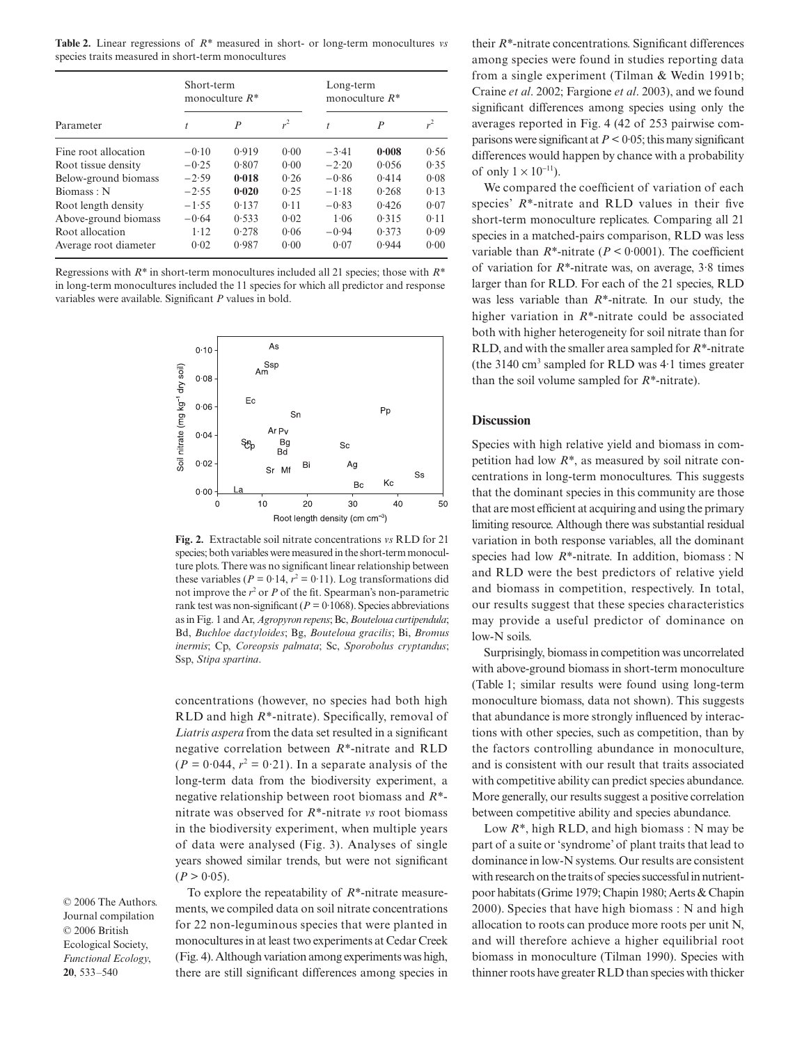**Table 2.** Linear regressions of $R^*$ measured in short- or long-term monocultures *vs* species traits measured in short-term monocultures

| Parameter | Short-term monoculture $R^*$ | | | Long-term monoculture $R^*$ | | |
|---|---|---|---|---|---|---|
| | $t$ | $P$ | $r^2$ | $t$ | $P$ | $r^2$ |
| Fine root allocation | −0·10 | 0·919 | 0·00 | −3·41 | **0·008** | 0·56 |
| Root tissue density | −0·25 | 0·807 | 0·00 | −2·20 | 0·056 | 0·35 |
| Below-ground biomass | −2·59 | **0·018** | 0·26 | −0·86 | 0·414 | 0·08 |
| Biomass : N | −2·55 | **0·020** | 0·25 | −1·18 | 0·268 | 0·13 |
| Root length density | −1·55 | 0·137 | 0·11 | −0·83 | 0·426 | 0·07 |
| Above-ground biomass | −0·64 | 0·533 | 0·02 | 1·06 | 0·315 | 0·11 |
| Root allocation | 1·12 | 0·278 | 0·06 | −0·94 | 0·373 | 0·09 |
| Average root diameter | 0·02 | 0·987 | 0·00 | 0·07 | 0·944 | 0·00 |

Regressions with $R^*$ in short-term monocultures included all 21 species; those with $R^*$ in long-term monocultures included the 11 species for which all predictor and response variables were available. Significant $P$ values in bold.

**Fig. 2.** Extractable soil nitrate concentrations *vs* RLD for 21 species; both variables were measured in the short-term monoculture plots. There was no significant linear relationship between these variables ($P = 0·14$, $r^2 = 0·11$). Log transformations did not improve the $r^2$ or $P$ of the fit. Spearman's non-parametric rank test was non-significant ($P = 0·1068$). Species abbreviations as in Fig. 1 and Ar, *Agropyron repens*; Bc, *Bouteloua curtipendula*; Bd, *Buchloe dactyloides*; Bg, *Bouteloua gracilis*; Bi, *Bromus inermis*; Cp, *Coreopsis palmata*; Sc, *Sporobolus cryptandus*; Ssp, *Stipa spartina*.

concentrations (however, no species had both high RLD and high $R^*$-nitrate). Specifically, removal of *Liatris aspera* from the data set resulted in a significant negative correlation between $R^*$-nitrate and RLD ($P = 0·044$, $r^2 = 0·21$). In a separate analysis of the long-term data from the biodiversity experiment, a negative relationship between root biomass and $R^*$-nitrate was observed for $R^*$-nitrate *vs* root biomass in the biodiversity experiment, when multiple years of data were analysed (Fig. 3). Analyses of single years showed similar trends, but were not significant ($P > 0·05$).

To explore the repeatability of $R^*$-nitrate measurements, we compiled data on soil nitrate concentrations for 22 non-leguminous species that were planted in monocultures in at least two experiments at Cedar Creek (Fig. 4). Although variation among experiments was high, there are still significant differences among species in their $R^*$-nitrate concentrations. Significant differences among species were found in studies reporting data from a single experiment (Tilman & Wedin 1991b; Craine *et al*. 2002; Fargione *et al*. 2003), and we found significant differences among species using only the averages reported in Fig. 4 (42 of 253 pairwise comparisons were significant at $P < 0·05$; this many significant differences would happen by chance with a probability of only $1 \times 10^{-11}$).

We compared the coefficient of variation of each species' $R^*$-nitrate and RLD values in their five short-term monoculture replicates. Comparing all 21 species in a matched-pairs comparison, RLD was less variable than $R^*$-nitrate ($P < 0·0001$). The coefficient of variation for $R^*$-nitrate was, on average, 3·8 times larger than for RLD. For each of the 21 species, RLD was less variable than $R^*$-nitrate. In our study, the higher variation in $R^*$-nitrate could be associated both with higher heterogeneity for soil nitrate than for RLD, and with the smaller area sampled for $R^*$-nitrate (the 3140 cm$^3$ sampled for RLD was 4·1 times greater than the soil volume sampled for $R^*$-nitrate).

## Discussion

Species with high relative yield and biomass in competition had low $R^*$, as measured by soil nitrate concentrations in long-term monocultures. This suggests that the dominant species in this community are those that are most efficient at acquiring and using the primary limiting resource. Although there was substantial residual variation in both response variables, all the dominant species had low $R^*$-nitrate. In addition, biomass : N and RLD were the best predictors of relative yield and biomass in competition, respectively. In total, our results suggest that these species characteristics may provide a useful predictor of dominance on low-N soils.

Surprisingly, biomass in competition was uncorrelated with above-ground biomass in short-term monoculture (Table 1; similar results were found using long-term monoculture biomass, data not shown). This suggests that abundance is more strongly influenced by interactions with other species, such as competition, than by the factors controlling abundance in monoculture, and is consistent with our result that traits associated with competitive ability can predict species abundance. More generally, our results suggest a positive correlation between competitive ability and species abundance.

Low $R^*$, high RLD, and high biomass : N may be part of a suite or 'syndrome' of plant traits that lead to dominance in low-N systems. Our results are consistent with research on the traits of species successful in nutrient-poor habitats (Grime 1979; Chapin 1980; Aerts & Chapin 2000). Species that have high biomass : N and high allocation to roots can produce more roots per unit N, and will therefore achieve a higher equilibrial root biomass in monoculture (Tilman 1990). Species with thinner roots have greater RLD than species with thicker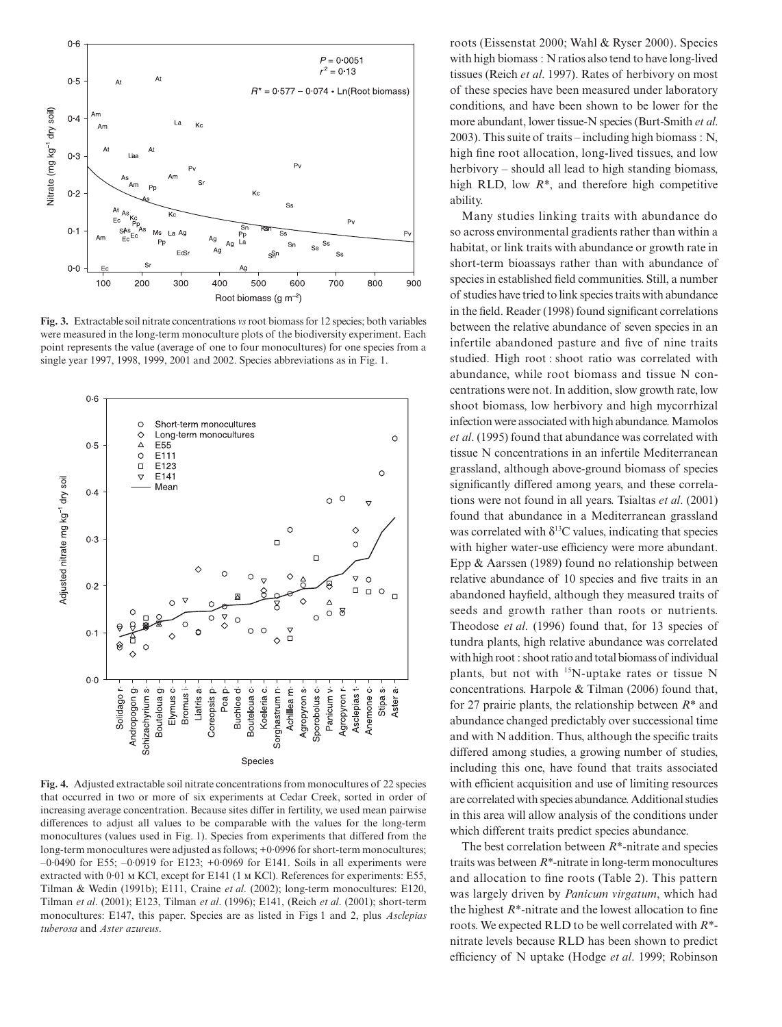**Fig. 3.** Extractable soil nitrate concentrations *vs* root biomass for 12 species; both variables were measured in the long-term monoculture plots of the biodiversity experiment. Each point represents the value (average of one to four monocultures) for one species from a single year 1997, 1998, 1999, 2001 and 2002. Species abbreviations as in Fig. 1.

**Fig. 4.** Adjusted extractable soil nitrate concentrations from monocultures of 22 species that occurred in two or more of six experiments at Cedar Creek, sorted in order of increasing average concentration. Because sites differ in fertility, we used mean pairwise differences to adjust all values to be comparable with the values for the long-term monocultures (values used in Fig. 1). Species from experiments that differed from the long-term monocultures were adjusted as follows; +0·0996 for short-term monocultures; –0·0490 for E55; –0·0919 for E123; +0·0969 for E141. Soils in all experiments were extracted with 0·01 M KCl, except for E141 (1 M KCl). References for experiments: E55, Tilman & Wedin (1991b); E111, Craine *et al.* (2002); long-term monocultures: E120, Tilman *et al.* (2001); E123, Tilman *et al.* (1996); E141, (Reich *et al.* (2001); short-term monocultures: E147, this paper. Species are as listed in Figs 1 and 2, plus *Asclepias tuberosa* and *Aster azureus*.

roots (Eissenstat 2000; Wahl & Ryser 2000). Species with high biomass : N ratios also tend to have long-lived tissues (Reich *et al.* 1997). Rates of herbivory on most of these species have been measured under laboratory conditions, and have been shown to be lower for the more abundant, lower tissue-N species (Burt-Smith *et al.* 2003). This suite of traits – including high biomass : N, high fine root allocation, long-lived tissues, and low herbivory – should all lead to high standing biomass, high RLD, low $R^*$, and therefore high competitive ability.

Many studies linking traits with abundance do so across environmental gradients rather than within a habitat, or link traits with abundance or growth rate in short-term bioassays rather than with abundance of species in established field communities. Still, a number of studies have tried to link species traits with abundance in the field. Reader (1998) found significant correlations between the relative abundance of seven species in an infertile abandoned pasture and five of nine traits studied. High root : shoot ratio was correlated with abundance, while root biomass and tissue N concentrations were not. In addition, slow growth rate, low shoot biomass, low herbivory and high mycorrhizal infection were associated with high abundance. Mamolos *et al.* (1995) found that abundance was correlated with tissue N concentrations in an infertile Mediterranean grassland, although above-ground biomass of species significantly differed among years, and these correlations were not found in all years. Tsialtas *et al.* (2001) found that abundance in a Mediterranean grassland was correlated with $\delta^{13}C$ values, indicating that species with higher water-use efficiency were more abundant. Epp & Aarssen (1989) found no relationship between relative abundance of 10 species and five traits in an abandoned hayfield, although they measured traits of seeds and growth rather than roots or nutrients. Theodose *et al.* (1996) found that, for 13 species of tundra plants, high relative abundance was correlated with high root : shoot ratio and total biomass of individual plants, but not with $^{15}N$-uptake rates or tissue N concentrations. Harpole & Tilman (2006) found that, for 27 prairie plants, the relationship between $R^*$ and abundance changed predictably over successional time and with N addition. Thus, although the specific traits differed among studies, a growing number of studies, including this one, have found that traits associated with efficient acquisition and use of limiting resources are correlated with species abundance. Additional studies in this area will allow analysis of the conditions under which different traits predict species abundance.

The best correlation between $R^*$-nitrate and species traits was between $R^*$-nitrate in long-term monocultures and allocation to fine roots (Table 2). This pattern was largely driven by *Panicum virgatum*, which had the highest $R^*$-nitrate and the lowest allocation to fine roots. We expected RLD to be well correlated with $R^*$-nitrate levels because RLD has been shown to predict efficiency of N uptake (Hodge *et al.* 1999; Robinson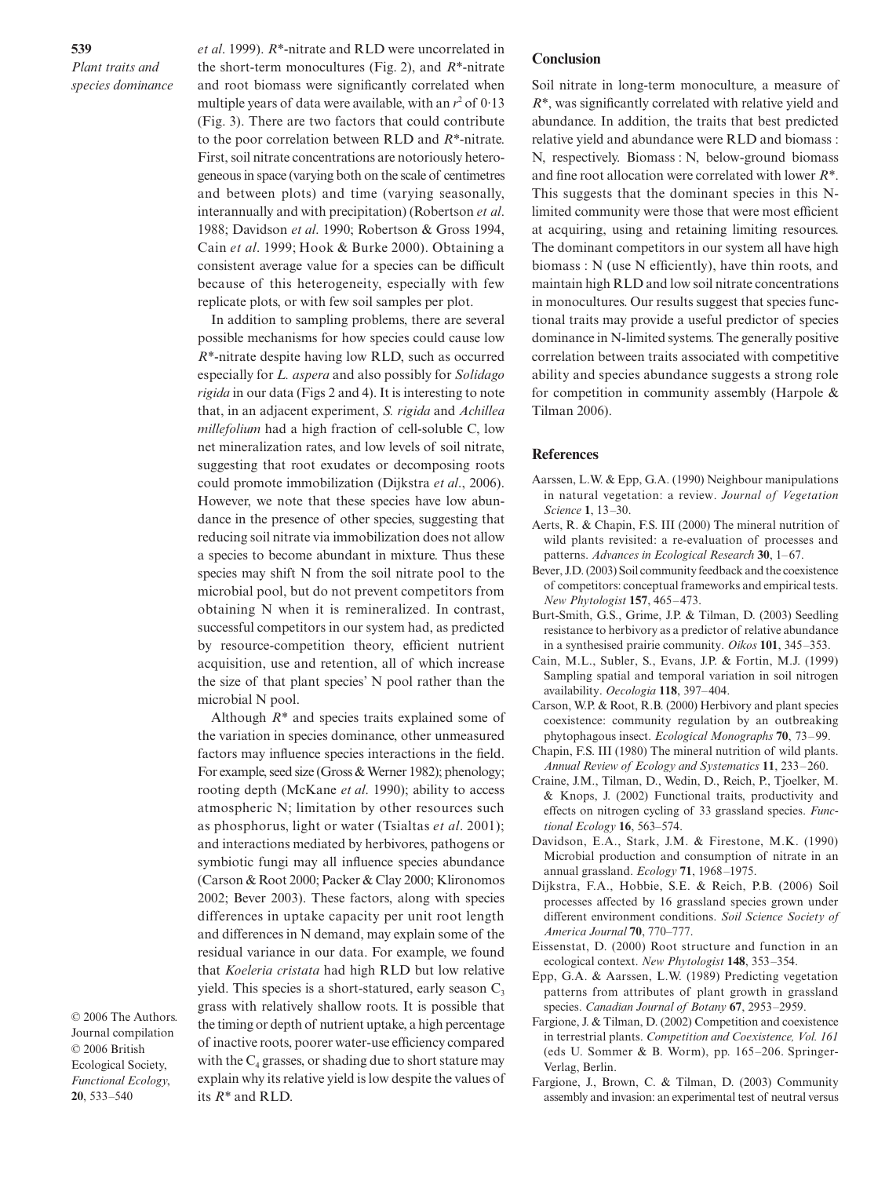*et al*. 1999). $R^*$-nitrate and RLD were uncorrelated in the short-term monocultures (Fig. 2), and $R^*$-nitrate and root biomass were significantly correlated when multiple years of data were available, with an $r^2$ of 0·13 (Fig. 3). There are two factors that could contribute to the poor correlation between RLD and $R^*$-nitrate. First, soil nitrate concentrations are notoriously heterogeneous in space (varying both on the scale of centimetres and between plots) and time (varying seasonally, interannually and with precipitation) (Robertson *et al*. 1988; Davidson *et al*. 1990; Robertson & Gross 1994, Cain *et al*. 1999; Hook & Burke 2000). Obtaining a consistent average value for a species can be difficult because of this heterogeneity, especially with few replicate plots, or with few soil samples per plot.

In addition to sampling problems, there are several possible mechanisms for how species could cause low $R^*$-nitrate despite having low RLD, such as occurred especially for *L. aspera* and also possibly for *Solidago rigida* in our data (Figs 2 and 4). It is interesting to note that, in an adjacent experiment, *S. rigida* and *Achillea millefolium* had a high fraction of cell-soluble C, low net mineralization rates, and low levels of soil nitrate, suggesting that root exudates or decomposing roots could promote immobilization (Dijkstra *et al*., 2006). However, we note that these species have low abundance in the presence of other species, suggesting that reducing soil nitrate via immobilization does not allow a species to become abundant in mixture. Thus these species may shift N from the soil nitrate pool to the microbial pool, but do not prevent competitors from obtaining N when it is remineralized. In contrast, successful competitors in our system had, as predicted by resource-competition theory, efficient nutrient acquisition, use and retention, all of which increase the size of that plant species' N pool rather than the microbial N pool.

Although $R^*$ and species traits explained some of the variation in species dominance, other unmeasured factors may influence species interactions in the field. For example, seed size (Gross & Werner 1982); phenology; rooting depth (McKane *et al*. 1990); ability to access atmospheric N; limitation by other resources such as phosphorus, light or water (Tsialtas *et al*. 2001); and interactions mediated by herbivores, pathogens or symbiotic fungi may all influence species abundance (Carson & Root 2000; Packer & Clay 2000; Klironomos 2002; Bever 2003). These factors, along with species differences in uptake capacity per unit root length and differences in N demand, may explain some of the residual variance in our data. For example, we found that *Koeleria cristata* had high RLD but low relative yield. This species is a short-statured, early season $C_3$ grass with relatively shallow roots. It is possible that the timing or depth of nutrient uptake, a high percentage of inactive roots, poorer water-use efficiency compared with the $C_4$ grasses, or shading due to short stature may explain why its relative yield is low despite the values of its $R^*$ and RLD.

## Conclusion

Soil nitrate in long-term monoculture, a measure of $R^*$, was significantly correlated with relative yield and abundance. In addition, the traits that best predicted relative yield and abundance were RLD and biomass : N, respectively. Biomass : N, below-ground biomass and fine root allocation were correlated with lower $R^*$. This suggests that the dominant species in this N-limited community were those that were most efficient at acquiring, using and retaining limiting resources. The dominant competitors in our system all have high biomass : N (use N efficiently), have thin roots, and maintain high RLD and low soil nitrate concentrations in monocultures. Our results suggest that species functional traits may provide a useful predictor of species dominance in N-limited systems. The generally positive correlation between traits associated with competitive ability and species abundance suggests a strong role for competition in community assembly (Harpole & Tilman 2006).

## References

Aarssen, L.W. & Epp, G.A. (1990) Neighbour manipulations in natural vegetation: a review. *Journal of Vegetation Science* **1**, 13–30.

Aerts, R. & Chapin, F.S. III (2000) The mineral nutrition of wild plants revisited: a re-evaluation of processes and patterns. *Advances in Ecological Research* **30**, 1–67.

Bever, J.D. (2003) Soil community feedback and the coexistence of competitors: conceptual frameworks and empirical tests. *New Phytologist* **157**, 465–473.

Burt-Smith, G.S., Grime, J.P. & Tilman, D. (2003) Seedling resistance to herbivory as a predictor of relative abundance in a synthesised prairie community. *Oikos* **101**, 345–353.

Cain, M.L., Subler, S., Evans, J.P. & Fortin, M.J. (1999) Sampling spatial and temporal variation in soil nitrogen availability. *Oecologia* **118**, 397–404.

Carson, W.P. & Root, R.B. (2000) Herbivory and plant species coexistence: community regulation by an outbreaking phytophagous insect. *Ecological Monographs* **70**, 73–99.

Chapin, F.S. III (1980) The mineral nutrition of wild plants. *Annual Review of Ecology and Systematics* **11**, 233–260.

Craine, J.M., Tilman, D., Wedin, D., Reich, P., Tjoelker, M. & Knops, J. (2002) Functional traits, productivity and effects on nitrogen cycling of 33 grassland species. *Functional Ecology* **16**, 563–574.

Davidson, E.A., Stark, J.M. & Firestone, M.K. (1990) Microbial production and consumption of nitrate in an annual grassland. *Ecology* **71**, 1968–1975.

Dijkstra, F.A., Hobbie, S.E. & Reich, P.B. (2006) Soil processes affected by 16 grassland species grown under different environment conditions. *Soil Science Society of America Journal* **70**, 770–777.

Eissenstat, D. (2000) Root structure and function in an ecological context. *New Phytologist* **148**, 353–354.

Epp, G.A. & Aarssen, L.W. (1989) Predicting vegetation patterns from attributes of plant growth in grassland species. *Canadian Journal of Botany* **67**, 2953–2959.

Fargione, J. & Tilman, D. (2002) Competition and coexistence in terrestrial plants. *Competition and Coexistence, Vol. 161* (eds U. Sommer & B. Worm), pp. 165–206. Springer-Verlag, Berlin.

Fargione, J., Brown, C. & Tilman, D. (2003) Community assembly and invasion: an experimental test of neutral versus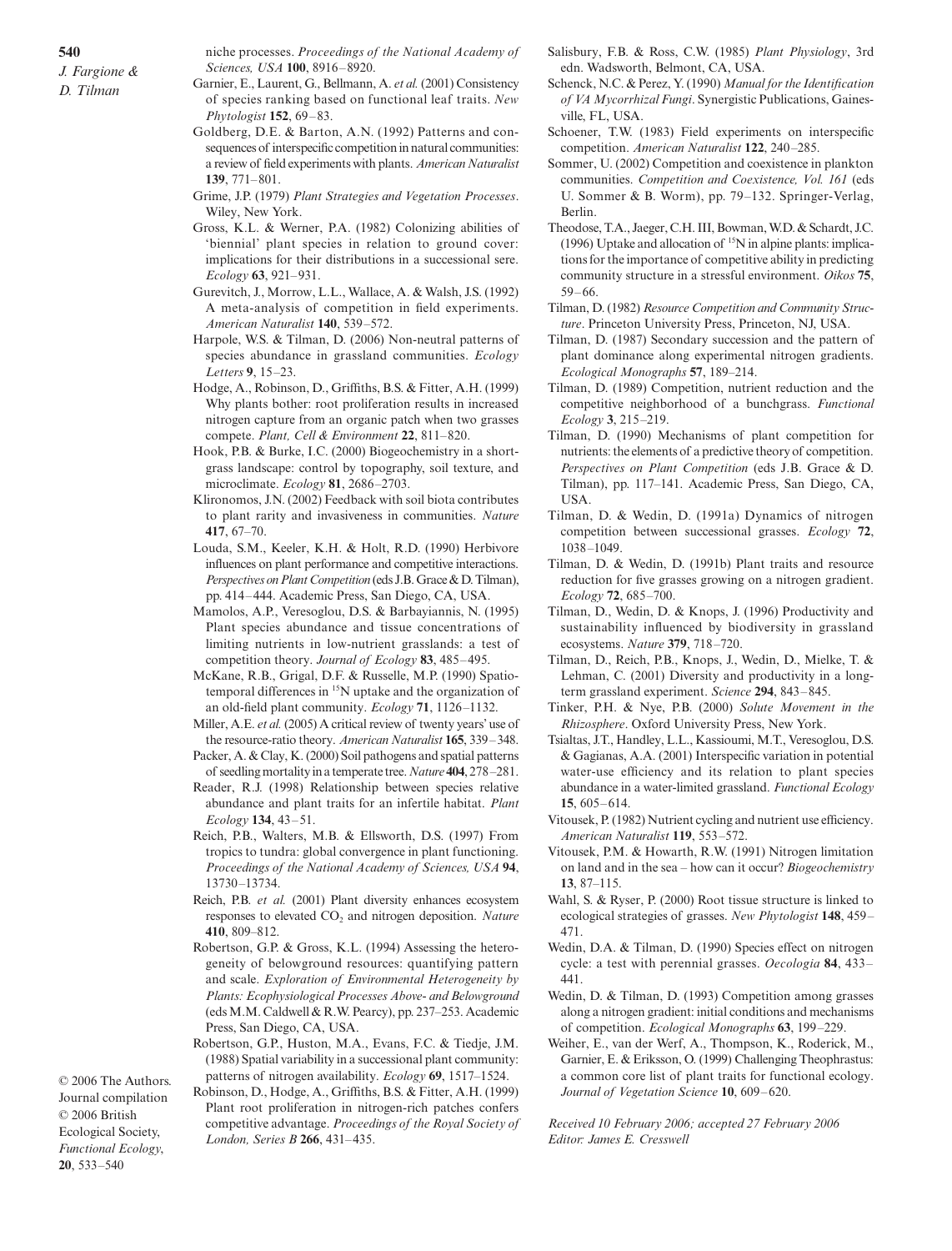niche processes. *Proceedings of the National Academy of Sciences, USA* **100**, 8916–8920.

Garnier, E., Laurent, G., Bellmann, A. *et al.* (2001) Consistency of species ranking based on functional leaf traits. *New Phytologist* **152**, 69–83.

Goldberg, D.E. & Barton, A.N. (1992) Patterns and consequences of interspecific competition in natural communities: a review of field experiments with plants. *American Naturalist* **139**, 771–801.

Grime, J.P. (1979) *Plant Strategies and Vegetation Processes*. Wiley, New York.

Gross, K.L. & Werner, P.A. (1982) Colonizing abilities of 'biennial' plant species in relation to ground cover: implications for their distributions in a successional sere. *Ecology* **63**, 921–931.

Gurevitch, J., Morrow, L.L., Wallace, A. & Walsh, J.S. (1992) A meta-analysis of competition in field experiments. *American Naturalist* **140**, 539–572.

Harpole, W.S. & Tilman, D. (2006) Non-neutral patterns of species abundance in grassland communities. *Ecology Letters* **9**, 15–23.

Hodge, A., Robinson, D., Griffiths, B.S. & Fitter, A.H. (1999) Why plants bother: root proliferation results in increased nitrogen capture from an organic patch when two grasses compete. *Plant, Cell & Environment* **22**, 811–820.

Hook, P.B. & Burke, I.C. (2000) Biogeochemistry in a shortgrass landscape: control by topography, soil texture, and microclimate. *Ecology* **81**, 2686–2703.

Klironomos, J.N. (2002) Feedback with soil biota contributes to plant rarity and invasiveness in communities. *Nature* **417**, 67–70.

Louda, S.M., Keeler, K.H. & Holt, R.D. (1990) Herbivore influences on plant performance and competitive interactions. *Perspectives on Plant Competition* (eds J.B. Grace & D. Tilman), pp. 414–444. Academic Press, San Diego, CA, USA.

Mamolos, A.P., Veresoglou, D.S. & Barbayiannis, N. (1995) Plant species abundance and tissue concentrations of limiting nutrients in low-nutrient grasslands: a test of competition theory. *Journal of Ecology* **83**, 485–495.

McKane, R.B., Grigal, D.F. & Russelle, M.P. (1990) Spatiotemporal differences in $^{15}$N uptake and the organization of an old-field plant community. *Ecology* **71**, 1126–1132.

Miller, A.E. *et al.* (2005) A critical review of twenty years' use of the resource-ratio theory. *American Naturalist* **165**, 339–348.

Packer, A. & Clay, K. (2000) Soil pathogens and spatial patterns of seedling mortality in a temperate tree. *Nature* **404**, 278–281.

Reader, R.J. (1998) Relationship between species relative abundance and plant traits for an infertile habitat. *Plant Ecology* **134**, 43–51.

Reich, P.B., Walters, M.B. & Ellsworth, D.S. (1997) From tropics to tundra: global convergence in plant functioning. *Proceedings of the National Academy of Sciences, USA* **94**, 13730–13734.

Reich, P.B. *et al.* (2001) Plant diversity enhances ecosystem responses to elevated $CO_2$ and nitrogen deposition. *Nature* **410**, 809–812.

Robertson, G.P. & Gross, K.L. (1994) Assessing the heterogeneity of belowground resources: quantifying pattern and scale. *Exploration of Environmental Heterogeneity by Plants: Ecophysiological Processes Above- and Belowground* (eds M.M. Caldwell & R.W. Pearcy), pp. 237–253. Academic Press, San Diego, CA, USA.

Robertson, G.P., Huston, M.A., Evans, F.C. & Tiedje, J.M. (1988) Spatial variability in a successional plant community: patterns of nitrogen availability. *Ecology* **69**, 1517–1524.

Robinson, D., Hodge, A., Griffiths, B.S. & Fitter, A.H. (1999) Plant root proliferation in nitrogen-rich patches confers competitive advantage. *Proceedings of the Royal Society of London, Series B* **266**, 431–435.

Salisbury, F.B. & Ross, C.W. (1985) *Plant Physiology*, 3rd edn. Wadsworth, Belmont, CA, USA.

Schenck, N.C. & Perez, Y. (1990) *Manual for the Identification of VA Mycorrhizal Fungi*. Synergistic Publications, Gainesville, FL, USA.

Schoener, T.W. (1983) Field experiments on interspecific competition. *American Naturalist* **122**, 240–285.

Sommer, U. (2002) Competition and coexistence in plankton communities. *Competition and Coexistence, Vol. 161* (eds U. Sommer & B. Worm), pp. 79–132. Springer-Verlag, Berlin.

Theodose, T.A., Jaeger, C.H. III, Bowman, W.D. & Schardt, J.C. (1996) Uptake and allocation of $^{15}$N in alpine plants: implications for the importance of competitive ability in predicting community structure in a stressful environment. *Oikos* **75**, 59–66.

Tilman, D. (1982) *Resource Competition and Community Structure*. Princeton University Press, Princeton, NJ, USA.

Tilman, D. (1987) Secondary succession and the pattern of plant dominance along experimental nitrogen gradients. *Ecological Monographs* **57**, 189–214.

Tilman, D. (1989) Competition, nutrient reduction and the competitive neighborhood of a bunchgrass. *Functional Ecology* **3**, 215–219.

Tilman, D. (1990) Mechanisms of plant competition for nutrients: the elements of a predictive theory of competition. *Perspectives on Plant Competition* (eds J.B. Grace & D. Tilman), pp. 117–141. Academic Press, San Diego, CA, USA.

Tilman, D. & Wedin, D. (1991a) Dynamics of nitrogen competition between successional grasses. *Ecology* **72**, 1038–1049.

Tilman, D. & Wedin, D. (1991b) Plant traits and resource reduction for five grasses growing on a nitrogen gradient. *Ecology* **72**, 685–700.

Tilman, D., Wedin, D. & Knops, J. (1996) Productivity and sustainability influenced by biodiversity in grassland ecosystems. *Nature* **379**, 718–720.

Tilman, D., Reich, P.B., Knops, J., Wedin, D., Mielke, T. & Lehman, C. (2001) Diversity and productivity in a long-term grassland experiment. *Science* **294**, 843–845.

Tinker, P.H. & Nye, P.B. (2000) *Solute Movement in the Rhizosphere*. Oxford University Press, New York.

Tsialtas, J.T., Handley, L.L., Kassioumi, M.T., Veresoglou, D.S. & Gagianas, A.A. (2001) Interspecific variation in potential water-use efficiency and its relation to plant species abundance in a water-limited grassland. *Functional Ecology* **15**, 605–614.

Vitousek, P. (1982) Nutrient cycling and nutrient use efficiency. *American Naturalist* **119**, 553–572.

Vitousek, P.M. & Howarth, R.W. (1991) Nitrogen limitation on land and in the sea – how can it occur? *Biogeochemistry* **13**, 87–115.

Wahl, S. & Ryser, P. (2000) Root tissue structure is linked to ecological strategies of grasses. *New Phytologist* **148**, 459–471.

Wedin, D.A. & Tilman, D. (1990) Species effect on nitrogen cycle: a test with perennial grasses. *Oecologia* **84**, 433–441.

Wedin, D. & Tilman, D. (1993) Competition among grasses along a nitrogen gradient: initial conditions and mechanisms of competition. *Ecological Monographs* **63**, 199–229.

Weiher, E., van der Werf, A., Thompson, K., Roderick, M., Garnier, E. & Eriksson, O. (1999) Challenging Theophrastus: a common core list of plant traits for functional ecology. *Journal of Vegetation Science* **10**, 609–620.

*Received 10 February 2006; accepted 27 February 2006*
*Editor: James E. Cresswell*